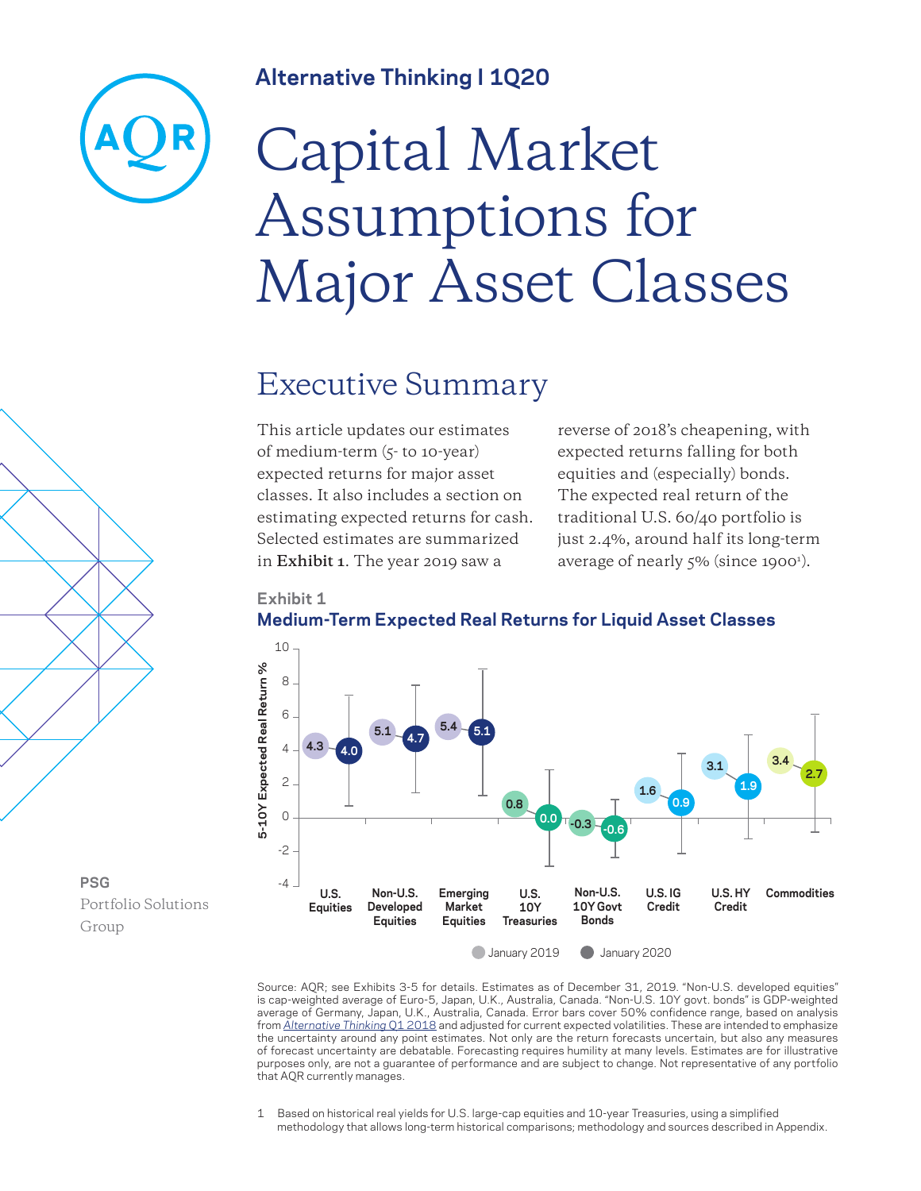Alternative Thinking | 1Q20

# Capital Market Assumptions for Major Asset Classes

PSG
Portfolio Solutions Group

## Executive Summary

This article updates our estimates of medium-term (5- to 10-year) expected returns for major asset classes. It also includes a section on estimating expected returns for cash. Selected estimates are summarized in **Exhibit 1**. The year 2019 saw a reverse of 2018's cheapening, with expected returns falling for both equities and (especially) bonds. The expected real return of the traditional U.S. 60/40 portfolio is just 2.4%, around half its long-term average of nearly 5% (since 1900[1]).

**Exhibit 1**
**Medium-Term Expected Real Returns for Liquid Asset Classes**

5-10Y Expected Real Return %

| Asset Class | January 2019 | January 2020 |
|---|---|---|
| U.S. Equities | 4.3 | 4.0 |
| Non-U.S. Developed Equities | 5.1 | 4.7 |
| Emerging Market Equities | 5.4 | 5.1 |
| U.S. 10Y Treasuries | 0.8 | 0.0 |
| Non-U.S. 10Y Govt Bonds | -0.3 | -0.6 |
| U.S. IG Credit | 1.6 | 0.9 |
| U.S. HY Credit | 3.1 | 1.9 |
| Commodities | 3.4 | 2.7 |

Source: AQR; see Exhibits 3-5 for details. Estimates as of December 31, 2019. "Non-U.S. developed equities" is cap-weighted average of Euro-5, Japan, U.K., Australia, Canada. "Non-U.S. 10Y govt. bonds" is GDP-weighted average of Germany, Japan, U.K., Australia, Canada. Error bars cover 50% confidence range, based on analysis from *Alternative Thinking Q1 2018* and adjusted for current expected volatilities. These are intended to emphasize the uncertainty around any point estimates. Not only are the return forecasts uncertain, but also any measures of forecast uncertainty are debatable. Forecasting requires humility at many levels. Estimates are for illustrative purposes only, are not a guarantee of performance and are subject to change. Not representative of any portfolio that AQR currently manages.

1 Based on historical real yields for U.S. large-cap equities and 10-year Treasuries, using a simplified methodology that allows long-term historical comparisons; methodology and sources described in Appendix.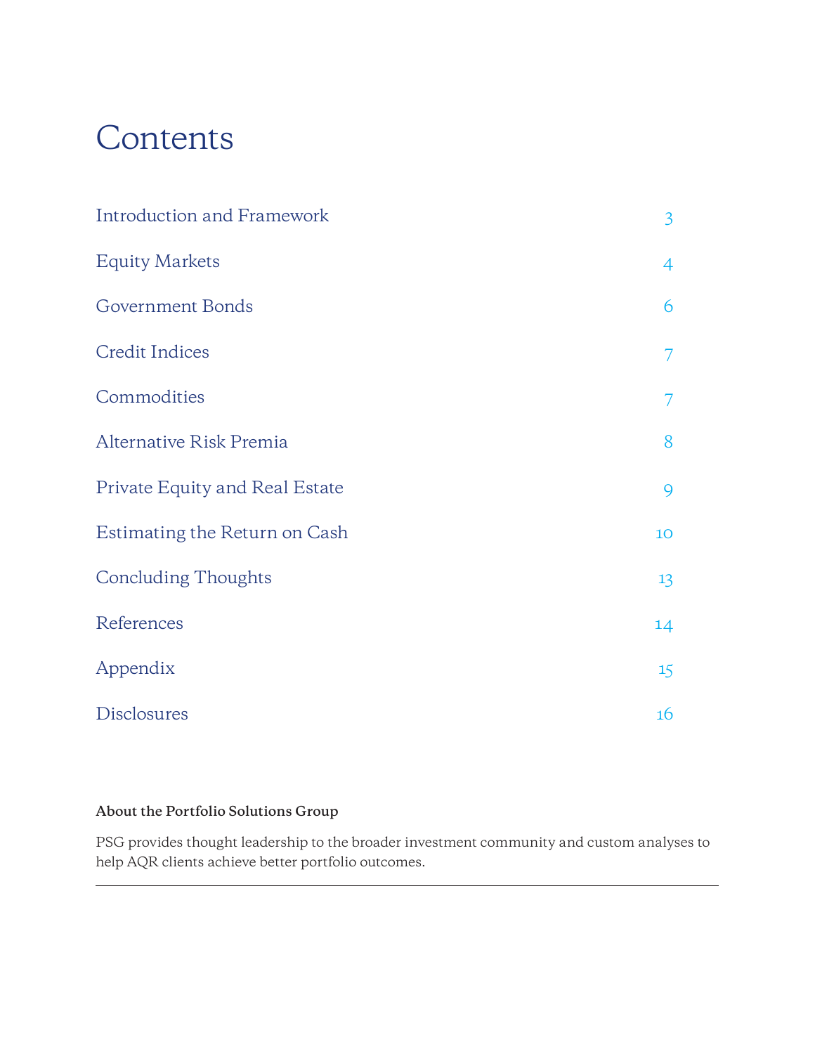# Contents

| | |
|---|---|
| Introduction and Framework | 3 |
| Equity Markets | 4 |
| Government Bonds | 6 |
| Credit Indices | 7 |
| Commodities | 7 |
| Alternative Risk Premia | 8 |
| Private Equity and Real Estate | 9 |
| Estimating the Return on Cash | 10 |
| Concluding Thoughts | 13 |
| References | 14 |
| Appendix | 15 |
| Disclosures | 16 |

**About the Portfolio Solutions Group**

PSG provides thought leadership to the broader investment community and custom analyses to help AQR clients achieve better portfolio outcomes.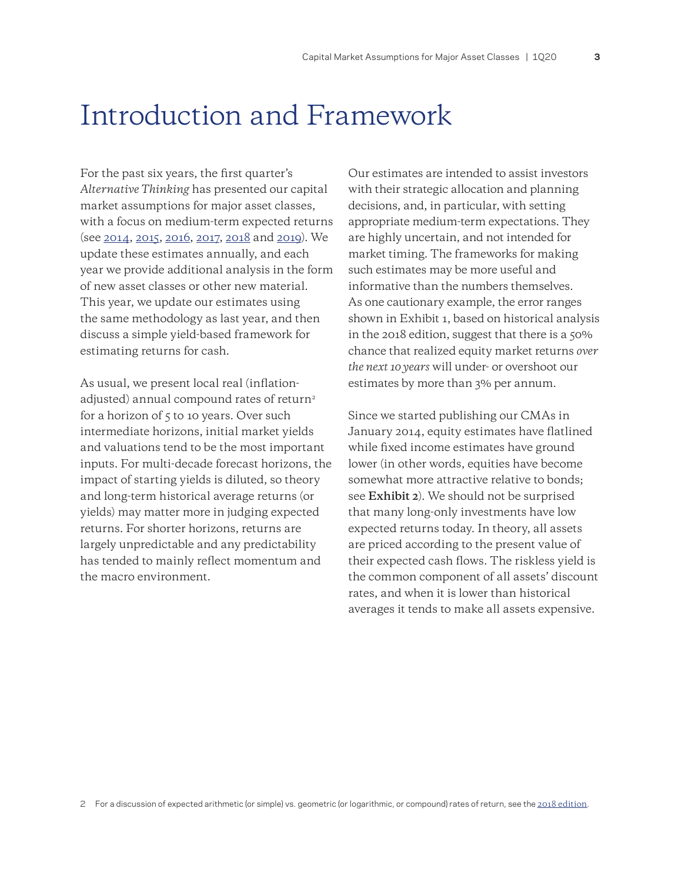# Introduction and Framework

For the past six years, the first quarter's *Alternative Thinking* has presented our capital market assumptions for major asset classes, with a focus on medium-term expected returns (see 2014, 2015, 2016, 2017, 2018 and 2019). We update these estimates annually, and each year we provide additional analysis in the form of new asset classes or other new material. This year, we update our estimates using the same methodology as last year, and then discuss a simple yield-based framework for estimating returns for cash.

As usual, we present local real (inflation-adjusted) annual compound rates of return[2] for a horizon of 5 to 10 years. Over such intermediate horizons, initial market yields and valuations tend to be the most important inputs. For multi-decade forecast horizons, the impact of starting yields is diluted, so theory and long-term historical average returns (or yields) may matter more in judging expected returns. For shorter horizons, returns are largely unpredictable and any predictability has tended to mainly reflect momentum and the macro environment.

Our estimates are intended to assist investors with their strategic allocation and planning decisions, and, in particular, with setting appropriate medium-term expectations. They are highly uncertain, and not intended for market timing. The frameworks for making such estimates may be more useful and informative than the numbers themselves. As one cautionary example, the error ranges shown in Exhibit 1, based on historical analysis in the 2018 edition, suggest that there is a 50% chance that realized equity market returns *over the next 10 years* will under- or overshoot our estimates by more than 3% per annum.

Since we started publishing our CMAs in January 2014, equity estimates have flatlined while fixed income estimates have ground lower (in other words, equities have become somewhat more attractive relative to bonds; see **Exhibit 2**). We should not be surprised that many long-only investments have low expected returns today. In theory, all assets are priced according to the present value of their expected cash flows. The riskless yield is the common component of all assets' discount rates, and when it is lower than historical averages it tends to make all assets expensive.

2 For a discussion of expected arithmetic (or simple) vs. geometric (or logarithmic, or compound) rates of return, see the 2018 edition.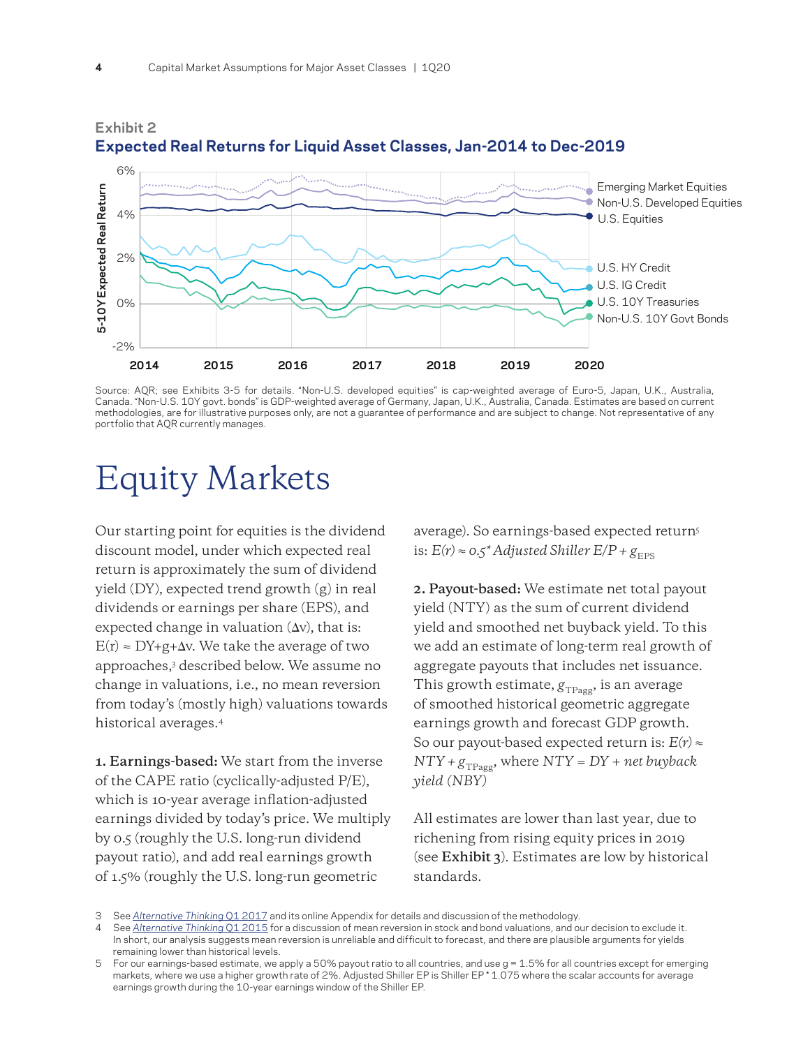**Exhibit 2**

**Expected Real Returns for Liquid Asset Classes, Jan-2014 to Dec-2019**

Source: AQR; see Exhibits 3-5 for details. "Non-U.S. developed equities" is cap-weighted average of Euro-5, Japan, U.K., Australia, Canada. "Non-U.S. 10Y govt. bonds" is GDP-weighted average of Germany, Japan, U.K., Australia, Canada. Estimates are based on current methodologies, are for illustrative purposes only, are not a guarantee of performance and are subject to change. Not representative of any portfolio that AQR currently manages.

# Equity Markets

Our starting point for equities is the dividend discount model, under which expected real return is approximately the sum of dividend yield (DY), expected trend growth (g) in real dividends or earnings per share (EPS), and expected change in valuation (Δv), that is: $E(r) \approx DY + g + \Delta v$. We take the average of two approaches,[3] described below. We assume no change in valuations, i.e., no mean reversion from today's (mostly high) valuations towards historical averages.[4]

**1. Earnings-based:** We start from the inverse of the CAPE ratio (cyclically-adjusted P/E), which is 10-year average inflation-adjusted earnings divided by today's price. We multiply by 0.5 (roughly the U.S. long-run dividend payout ratio), and add real earnings growth of 1.5% (roughly the U.S. long-run geometric average). So earnings-based expected return[5] is: $E(r) \approx 0.5 * \text{Adjusted Shiller } E/P + g_{\text{EPS}}$

**2. Payout-based:** We estimate net total payout yield (NTY) as the sum of current dividend yield and smoothed net buyback yield. To this we add an estimate of long-term real growth of aggregate payouts that includes net issuance. This growth estimate, $g_{\text{TPagg}}$, is an average of smoothed historical geometric aggregate earnings growth and forecast GDP growth. So our payout-based expected return is: $E(r) \approx NTY + g_{\text{TPagg}}$, where $NTY = DY + \text{net buyback yield (NBY)}$

All estimates are lower than last year, due to richening from rising equity prices in 2019 (see **Exhibit 3**). Estimates are low by historical standards.

---

3 See *Alternative Thinking* Q1 2017 and its online Appendix for details and discussion of the methodology.

4 See *Alternative Thinking* Q1 2015 for a discussion of mean reversion in stock and bond valuations, and our decision to exclude it. In short, our analysis suggests mean reversion is unreliable and difficult to forecast, and there are plausible arguments for yields remaining lower than historical levels.

5 For our earnings-based estimate, we apply a 50% payout ratio to all countries, and use g = 1.5% for all countries except for emerging markets, where we use a higher growth rate of 2%. Adjusted Shiller EP is Shiller EP * 1.075 where the scalar accounts for average earnings growth during the 10-year earnings window of the Shiller EP.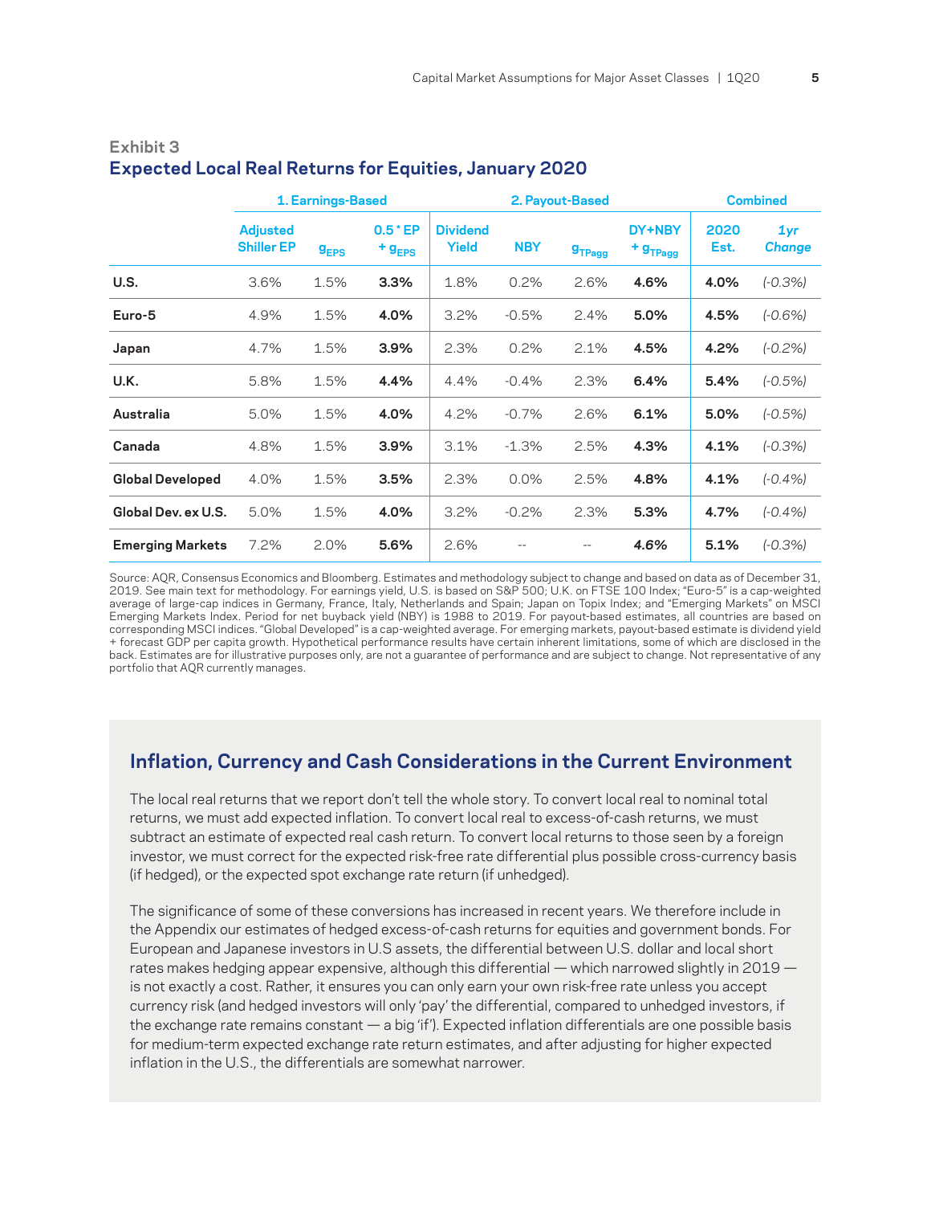**Exhibit 3**

## Expected Local Real Returns for Equities, January 2020

| | 1. Earnings-Based | | | 2. Payout-Based | | | | Combined | |
|---|---|---|---|---|---|---|---|---|---|
| | Adjusted Shiller EP | $g_{EPS}$ | 0.5 * EP + $g_{EPS}$ | Dividend Yield | NBY | $g_{TPagg}$ | DY+NBY + $g_{TPagg}$ | 2020 Est. | *1yr Change* |
| **U.S.** | 3.6% | 1.5% | **3.3%** | 1.8% | 0.2% | 2.6% | **4.6%** | **4.0%** | *(-0.3%)* |
| **Euro-5** | 4.9% | 1.5% | **4.0%** | 3.2% | -0.5% | 2.4% | **5.0%** | **4.5%** | *(-0.6%)* |
| **Japan** | 4.7% | 1.5% | **3.9%** | 2.3% | 0.2% | 2.1% | **4.5%** | **4.2%** | *(-0.2%)* |
| **U.K.** | 5.8% | 1.5% | **4.4%** | 4.4% | -0.4% | 2.3% | **6.4%** | **5.4%** | *(-0.5%)* |
| **Australia** | 5.0% | 1.5% | **4.0%** | 4.2% | -0.7% | 2.6% | **6.1%** | **5.0%** | *(-0.5%)* |
| **Canada** | 4.8% | 1.5% | **3.9%** | 3.1% | -1.3% | 2.5% | **4.3%** | **4.1%** | *(-0.3%)* |
| **Global Developed** | 4.0% | 1.5% | **3.5%** | 2.3% | 0.0% | 2.5% | **4.8%** | **4.1%** | *(-0.4%)* |
| **Global Dev. ex U.S.** | 5.0% | 1.5% | **4.0%** | 3.2% | -0.2% | 2.3% | **5.3%** | **4.7%** | *(-0.4%)* |
| **Emerging Markets** | 7.2% | 2.0% | **5.6%** | 2.6% | -- | -- | **4.6%** | **5.1%** | *(-0.3%)* |

Source: AQR, Consensus Economics and Bloomberg. Estimates and methodology subject to change and based on data as of December 31, 2019. See main text for methodology. For earnings yield, U.S. is based on S&P 500; U.K. on FTSE 100 Index; "Euro-5" is a cap-weighted average of large-cap indices in Germany, France, Italy, Netherlands and Spain; Japan on Topix Index; and "Emerging Markets" on MSCI Emerging Markets Index. Period for net buyback yield (NBY) is 1988 to 2019. For payout-based estimates, all countries are based on corresponding MSCI indices. "Global Developed" is a cap-weighted average. For emerging markets, payout-based estimate is dividend yield + forecast GDP per capita growth. Hypothetical performance results have certain inherent limitations, some of which are disclosed in the back. Estimates are for illustrative purposes only, are not a guarantee of performance and are subject to change. Not representative of any portfolio that AQR currently manages.

## Inflation, Currency and Cash Considerations in the Current Environment

The local real returns that we report don't tell the whole story. To convert local real to nominal total returns, we must add expected inflation. To convert local real to excess-of-cash returns, we must subtract an estimate of expected real cash return. To convert local returns to those seen by a foreign investor, we must correct for the expected risk-free rate differential plus possible cross-currency basis (if hedged), or the expected spot exchange rate return (if unhedged).

The significance of some of these conversions has increased in recent years. We therefore include in the Appendix our estimates of hedged excess-of-cash returns for equities and government bonds. For European and Japanese investors in U.S assets, the differential between U.S. dollar and local short rates makes hedging appear expensive, although this differential — which narrowed slightly in 2019 — is not exactly a cost. Rather, it ensures you can only earn your own risk-free rate unless you accept currency risk (and hedged investors will only 'pay' the differential, compared to unhedged investors, if the exchange rate remains constant — a big 'if'). Expected inflation differentials are one possible basis for medium-term expected exchange rate return estimates, and after adjusting for higher expected inflation in the U.S., the differentials are somewhat narrower.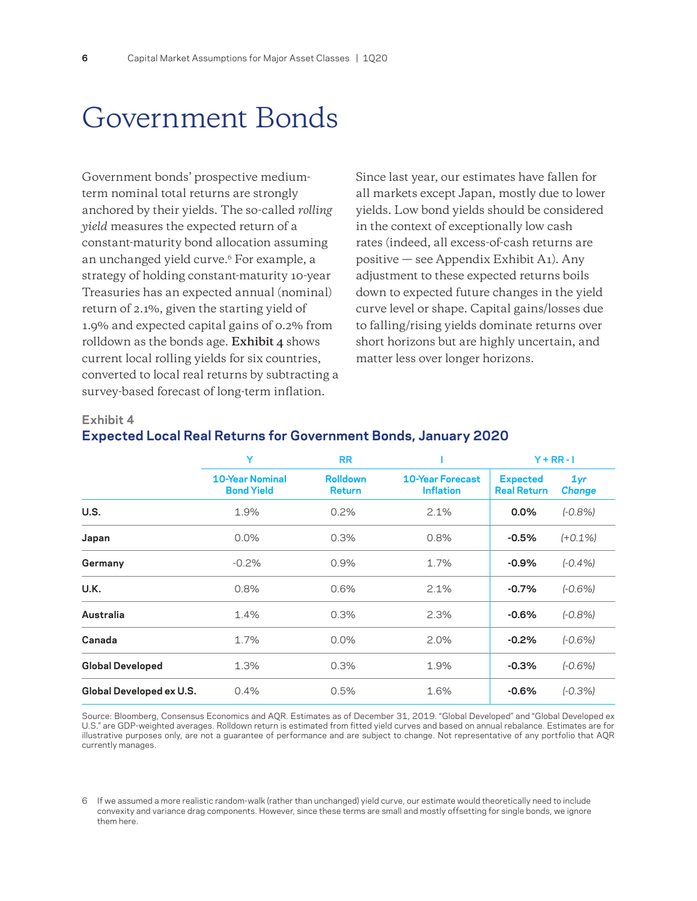# Government Bonds

Government bonds' prospective medium-term nominal total returns are strongly anchored by their yields. The so-called *rolling yield* measures the expected return of a constant-maturity bond allocation assuming an unchanged yield curve.[6] For example, a strategy of holding constant-maturity 10-year Treasuries has an expected annual (nominal) return of 2.1%, given the starting yield of 1.9% and expected capital gains of 0.2% from rolldown as the bonds age. **Exhibit 4** shows current local rolling yields for six countries, converted to local real returns by subtracting a survey-based forecast of long-term inflation.

Since last year, our estimates have fallen for all markets except Japan, mostly due to lower yields. Low bond yields should be considered in the context of exceptionally low cash rates (indeed, all excess-of-cash returns are positive — see Appendix Exhibit A1). Any adjustment to these expected returns boils down to expected future changes in the yield curve level or shape. Capital gains/losses due to falling/rising yields dominate returns over short horizons but are highly uncertain, and matter less over longer horizons.

**Exhibit 4**

**Expected Local Real Returns for Government Bonds, January 2020**

| | Y | RR | I | Y + RR - I | |
|---|---|---|---|---|---|
| | 10-Year Nominal Bond Yield | Rolldown Return | 10-Year Forecast Inflation | Expected Real Return | *1yr Change* |
| **U.S.** | 1.9% | 0.2% | 2.1% | **0.0%** | *(-0.8%)* |
| **Japan** | 0.0% | 0.3% | 0.8% | **-0.5%** | *(+0.1%)* |
| **Germany** | -0.2% | 0.9% | 1.7% | **-0.9%** | *(-0.4%)* |
| **U.K.** | 0.8% | 0.6% | 2.1% | **-0.7%** | *(-0.6%)* |
| **Australia** | 1.4% | 0.3% | 2.3% | **-0.6%** | *(-0.8%)* |
| **Canada** | 1.7% | 0.0% | 2.0% | **-0.2%** | *(-0.6%)* |
| **Global Developed** | 1.3% | 0.3% | 1.9% | **-0.3%** | *(-0.6%)* |
| **Global Developed ex U.S.** | 0.4% | 0.5% | 1.6% | **-0.6%** | *(-0.3%)* |

Source: Bloomberg, Consensus Economics and AQR. Estimates as of December 31, 2019. "Global Developed" and "Global Developed ex U.S." are GDP-weighted averages. Rolldown return is estimated from fitted yield curves and based on annual rebalance. Estimates are for illustrative purposes only, are not a guarantee of performance and are subject to change. Not representative of any portfolio that AQR currently manages.

6 If we assumed a more realistic random-walk (rather than unchanged) yield curve, our estimate would theoretically need to include convexity and variance drag components. However, since these terms are small and mostly offsetting for single bonds, we ignore them here.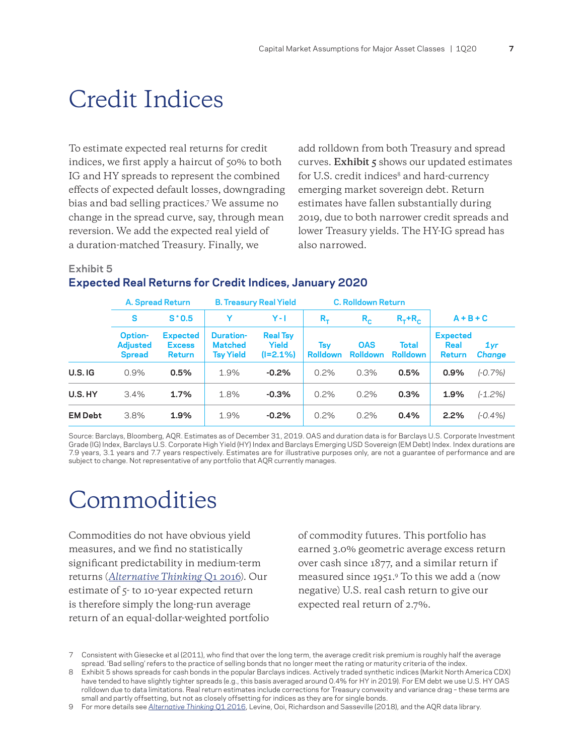# Credit Indices

To estimate expected real returns for credit indices, we first apply a haircut of 50% to both IG and HY spreads to represent the combined effects of expected default losses, downgrading bias and bad selling practices.[7] We assume no change in the spread curve, say, through mean reversion. We add the expected real yield of a duration-matched Treasury. Finally, we add rolldown from both Treasury and spread curves. **Exhibit 5** shows our updated estimates for U.S. credit indices[8] and hard-currency emerging market sovereign debt. Return estimates have fallen substantially during 2019, due to both narrower credit spreads and lower Treasury yields. The HY-IG spread has also narrowed.

**Exhibit 5**

**Expected Real Returns for Credit Indices, January 2020**

| | A. Spread Return | | B. Treasury Real Yield | | C. Rolldown Return | | | A + B + C | |
|---|---|---|---|---|---|---|---|---|---|
| | S | S * 0.5 | Y | Y - I | $R_T$ | $R_C$ | $R_T$+$R_C$ | | |
| | Option-Adjusted Spread | Expected Excess Return | Duration-Matched Tsy Yield | Real Tsy Yield (I=2.1%) | Tsy Rolldown | OAS Rolldown | Total Rolldown | Expected Real Return | *1yr Change* |
| **U.S. IG** | 0.9% | **0.5%** | 1.9% | **-0.2%** | 0.2% | 0.3% | **0.5%** | **0.9%** | *(-0.7%)* |
| **U.S. HY** | 3.4% | **1.7%** | 1.8% | **-0.3%** | 0.2% | 0.2% | **0.3%** | **1.9%** | *(-1.2%)* |
| **EM Debt** | 3.8% | **1.9%** | 1.9% | **-0.2%** | 0.2% | 0.2% | **0.4%** | **2.2%** | *(-0.4%)* |

Source: Barclays, Bloomberg, AQR. Estimates as of December 31, 2019. OAS and duration data is for Barclays U.S. Corporate Investment Grade (IG) Index, Barclays U.S. Corporate High Yield (HY) Index and Barclays Emerging USD Sovereign (EM Debt) Index. Index durations are 7.9 years, 3.1 years and 7.7 years respectively. Estimates are for illustrative purposes only, are not a guarantee of performance and are subject to change. Not representative of any portfolio that AQR currently manages.

# Commodities

Commodities do not have obvious yield measures, and we find no statistically significant predictability in medium-term returns (*Alternative Thinking* Q1 2016). Our estimate of 5- to 10-year expected return is therefore simply the long-run average return of an equal-dollar-weighted portfolio of commodity futures. This portfolio has earned 3.0% geometric average excess return over cash since 1877, and a similar return if measured since 1951.[9] To this we add a (now negative) U.S. real cash return to give our expected real return of 2.7%.

7 Consistent with Giesecke et al (2011), who find that over the long term, the average credit risk premium is roughly half the average spread. 'Bad selling' refers to the practice of selling bonds that no longer meet the rating or maturity criteria of the index.

8 Exhibit 5 shows spreads for cash bonds in the popular Barclays indices. Actively traded synthetic indices (Markit North America CDX) have tended to have slightly tighter spreads (e.g., this basis averaged around 0.4% for HY in 2019). For EM debt we use U.S. HY OAS rolldown due to data limitations. Real return estimates include corrections for Treasury convexity and variance drag – these terms are small and partly offsetting, but not as closely offsetting for indices as they are for single bonds.

9 For more details see *Alternative Thinking* Q1 2016, Levine, Ooi, Richardson and Sasseville (2018), and the AQR data library.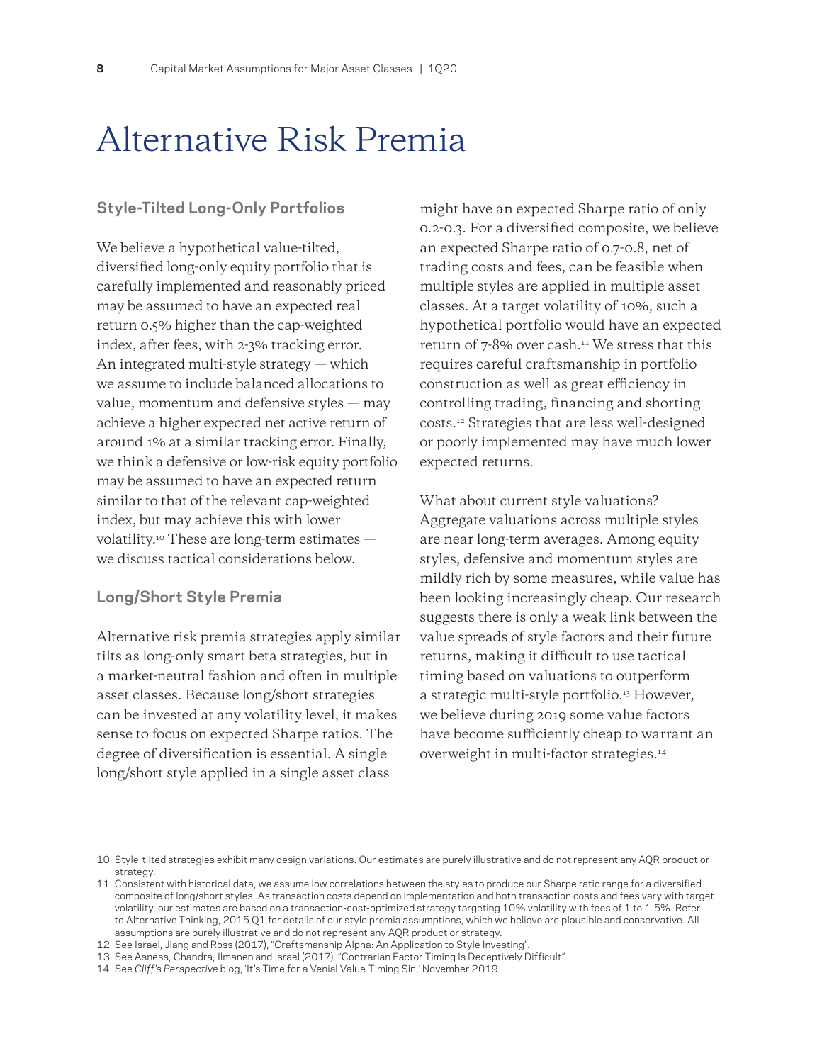# Alternative Risk Premia

## Style-Tilted Long-Only Portfolios

We believe a hypothetical value-tilted, diversified long-only equity portfolio that is carefully implemented and reasonably priced may be assumed to have an expected real return 0.5% higher than the cap-weighted index, after fees, with 2-3% tracking error. An integrated multi-style strategy — which we assume to include balanced allocations to value, momentum and defensive styles — may achieve a higher expected net active return of around 1% at a similar tracking error. Finally, we think a defensive or low-risk equity portfolio may be assumed to have an expected return similar to that of the relevant cap-weighted index, but may achieve this with lower volatility.[10] These are long-term estimates — we discuss tactical considerations below.

## Long/Short Style Premia

Alternative risk premia strategies apply similar tilts as long-only smart beta strategies, but in a market-neutral fashion and often in multiple asset classes. Because long/short strategies can be invested at any volatility level, it makes sense to focus on expected Sharpe ratios. The degree of diversification is essential. A single long/short style applied in a single asset class might have an expected Sharpe ratio of only 0.2-0.3. For a diversified composite, we believe an expected Sharpe ratio of 0.7-0.8, net of trading costs and fees, can be feasible when multiple styles are applied in multiple asset classes. At a target volatility of 10%, such a hypothetical portfolio would have an expected return of 7-8% over cash.[11] We stress that this requires careful craftsmanship in portfolio construction as well as great efficiency in controlling trading, financing and shorting costs.[12] Strategies that are less well-designed or poorly implemented may have much lower expected returns.

What about current style valuations? Aggregate valuations across multiple styles are near long-term averages. Among equity styles, defensive and momentum styles are mildly rich by some measures, while value has been looking increasingly cheap. Our research suggests there is only a weak link between the value spreads of style factors and their future returns, making it difficult to use tactical timing based on valuations to outperform a strategic multi-style portfolio.[13] However, we believe during 2019 some value factors have become sufficiently cheap to warrant an overweight in multi-factor strategies.[14]

---

10 Style-tilted strategies exhibit many design variations. Our estimates are purely illustrative and do not represent any AQR product or strategy.

11 Consistent with historical data, we assume low correlations between the styles to produce our Sharpe ratio range for a diversified composite of long/short styles. As transaction costs depend on implementation and both transaction costs and fees vary with target volatility, our estimates are based on a transaction-cost-optimized strategy targeting 10% volatility with fees of 1 to 1.5%. Refer to Alternative Thinking, 2015 Q1 for details of our style premia assumptions, which we believe are plausible and conservative. All assumptions are purely illustrative and do not represent any AQR product or strategy.

12 See Israel, Jiang and Ross (2017), "Craftsmanship Alpha: An Application to Style Investing".

13 See Asness, Chandra, Ilmanen and Israel (2017), "Contrarian Factor Timing Is Deceptively Difficult".

14 See *Cliff's Perspective* blog, 'It's Time for a Venial Value-Timing Sin,' November 2019.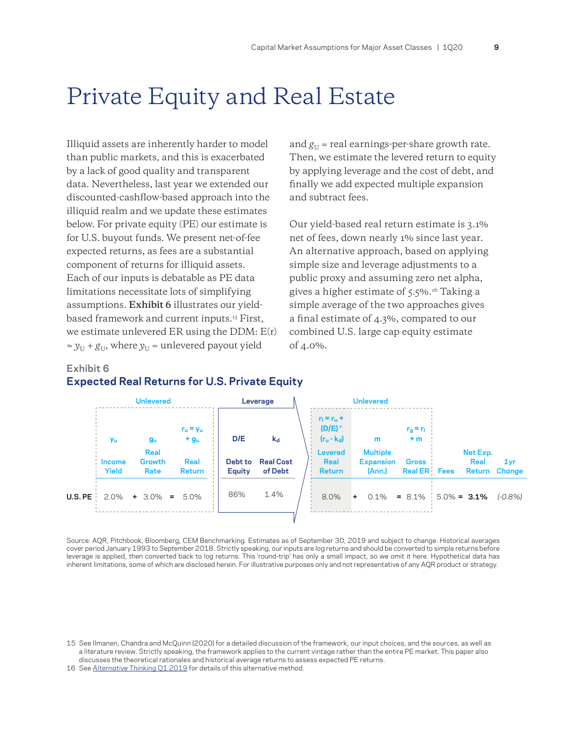# Private Equity and Real Estate

Illiquid assets are inherently harder to model than public markets, and this is exacerbated by a lack of good quality and transparent data. Nevertheless, last year we extended our discounted-cashflow-based approach into the illiquid realm and we update these estimates below. For private equity (PE) our estimate is for U.S. buyout funds. We present net-of-fee expected returns, as fees are a substantial component of returns for illiquid assets. Each of our inputs is debatable as PE data limitations necessitate lots of simplifying assumptions. **Exhibit 6** illustrates our yield-based framework and current inputs.[15] First, we estimate unlevered ER using the DDM: $E(r) \approx y_U + g_U$, where $y_U$ = unlevered payout yield and $g_U$ = real earnings-per-share growth rate. Then, we estimate the levered return to equity by applying leverage and the cost of debt, and finally we add expected multiple expansion and subtract fees.

Our yield-based real return estimate is 3.1% net of fees, down nearly 1% since last year. An alternative approach, based on applying simple size and leverage adjustments to a public proxy and assuming zero net alpha, gives a higher estimate of 5.5%.[16] Taking a simple average of the two approaches gives a final estimate of 4.3%, compared to our combined U.S. large cap equity estimate of 4.0%.

**Exhibit 6**

**Expected Real Returns for U.S. Private Equity**

| | Unlevered | | | | | | Leverage | | Unlevered | | | | | | | | |
|---|---|---|---|---|---|---|---|---|---|---|---|---|---|---|---|---|---|
| | $y_u$ | | $g_u$ | | $r_u = y_u + g_u$ | | D/E | $k_d$ | $r_l = r_u + (D/E) * (r_u - k_d)$ | | m | | $r_g = r_l + m$ | | | | |
| | Income Yield | | Real Growth Rate | | Real Return | | Debt to Equity | Real Cost of Debt | Levered Real Return | | Multiple Expansion (Ann.) | | Gross Real ER | Fees | | Net Exp. Real Return | *1yr Change* |
| U.S. PE | 2.0% | + | 3.0% | = | 5.0% | | 86% | 1.4% | 8.0% | + | 0.1% | = | 8.1% | 5.0% | = | **3.1%** | *(-0.8%)* |

Source: AQR, Pitchbook, Bloomberg, CEM Benchmarking. Estimates as of September 30, 2019 and subject to change. Historical averages cover period January 1993 to September 2018. Strictly speaking, our inputs are log returns and should be converted to simple returns before leverage is applied, then converted back to log returns. This 'round-trip' has only a small impact, so we omit it here. Hypothetical data has inherent limitations, some of which are disclosed herein. For illustrative purposes only and not representative of any AQR product or strategy.

15 See Ilmanen, Chandra and McQuinn (2020) for a detailed discussion of the framework, our input choices, and the sources, as well as a literature review. Strictly speaking, the framework applies to the current vintage rather than the entire PE market. This paper also discusses the theoretical rationales and historical average returns to assess expected PE returns.

16 See *Alternative Thinking* Q1 2019 for details of this alternative method.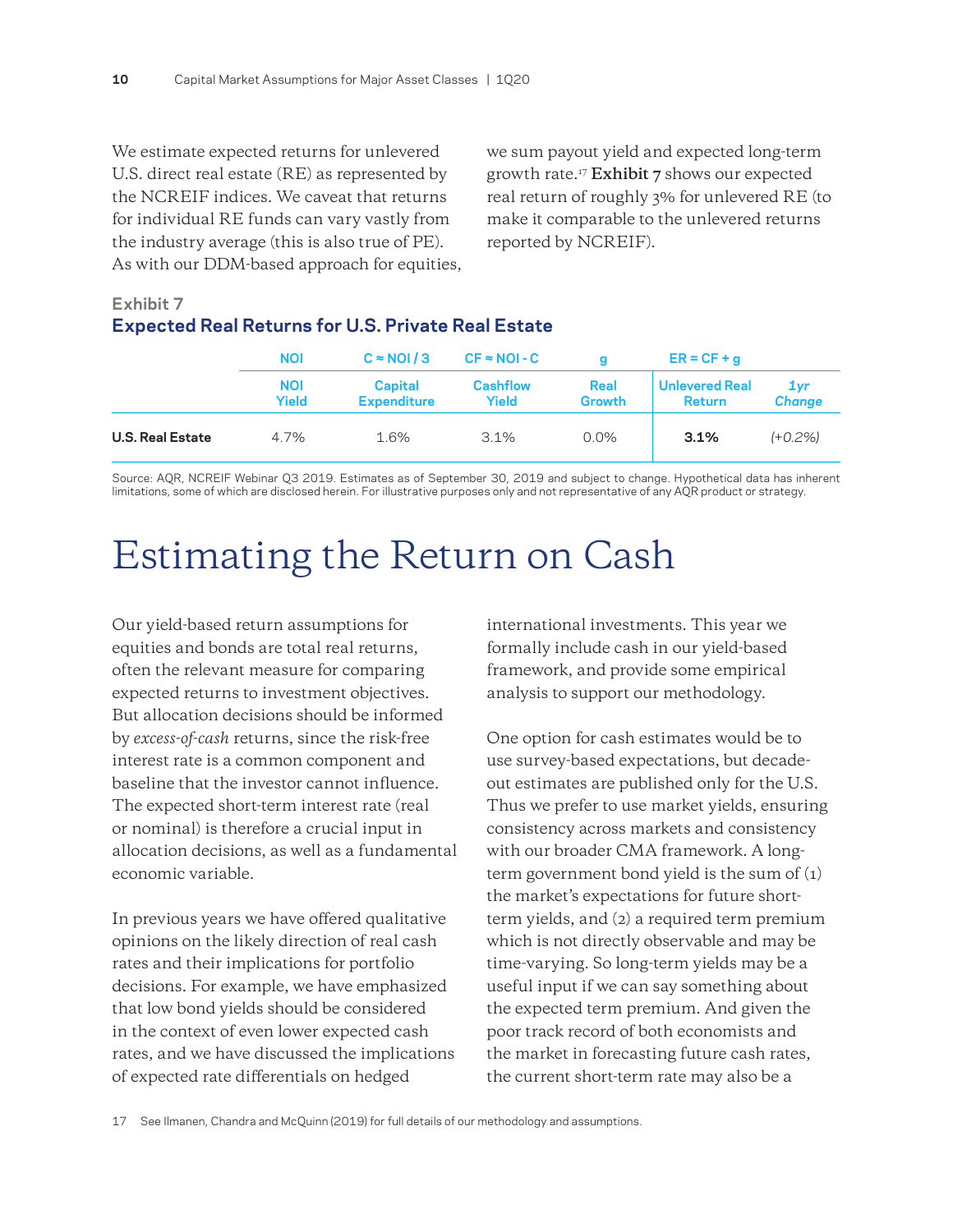We estimate expected returns for unlevered U.S. direct real estate (RE) as represented by the NCREIF indices. We caveat that returns for individual RE funds can vary vastly from the industry average (this is also true of PE). As with our DDM-based approach for equities, we sum payout yield and expected long-term growth rate.[17] **Exhibit 7** shows our expected real return of roughly 3% for unlevered RE (to make it comparable to the unlevered returns reported by NCREIF).

**Exhibit 7**

**Expected Real Returns for U.S. Private Real Estate**

| | NOI | C ≈ NOI / 3 | CF ≈ NOI - C | g | ER = CF + g | |
|---|---|---|---|---|---|---|
| | NOI Yield | Capital Expenditure | Cashflow Yield | Real Growth | Unlevered Real Return | *1yr Change* |
| **U.S. Real Estate** | 4.7% | 1.6% | 3.1% | 0.0% | **3.1%** | *(+0.2%)* |

Source: AQR, NCREIF Webinar Q3 2019. Estimates as of September 30, 2019 and subject to change. Hypothetical data has inherent limitations, some of which are disclosed herein. For illustrative purposes only and not representative of any AQR product or strategy.

# Estimating the Return on Cash

Our yield-based return assumptions for equities and bonds are total real returns, often the relevant measure for comparing expected returns to investment objectives. But allocation decisions should be informed by *excess-of-cash* returns, since the risk-free interest rate is a common component and baseline that the investor cannot influence. The expected short-term interest rate (real or nominal) is therefore a crucial input in allocation decisions, as well as a fundamental economic variable.

In previous years we have offered qualitative opinions on the likely direction of real cash rates and their implications for portfolio decisions. For example, we have emphasized that low bond yields should be considered in the context of even lower expected cash rates, and we have discussed the implications of expected rate differentials on hedged international investments. This year we formally include cash in our yield-based framework, and provide some empirical analysis to support our methodology.

One option for cash estimates would be to use survey-based expectations, but decade-out estimates are published only for the U.S. Thus we prefer to use market yields, ensuring consistency across markets and consistency with our broader CMA framework. A long-term government bond yield is the sum of (1) the market's expectations for future short-term yields, and (2) a required term premium which is not directly observable and may be time-varying. So long-term yields may be a useful input if we can say something about the expected term premium. And given the poor track record of both economists and the market in forecasting future cash rates, the current short-term rate may also be a

17 See Ilmanen, Chandra and McQuinn (2019) for full details of our methodology and assumptions.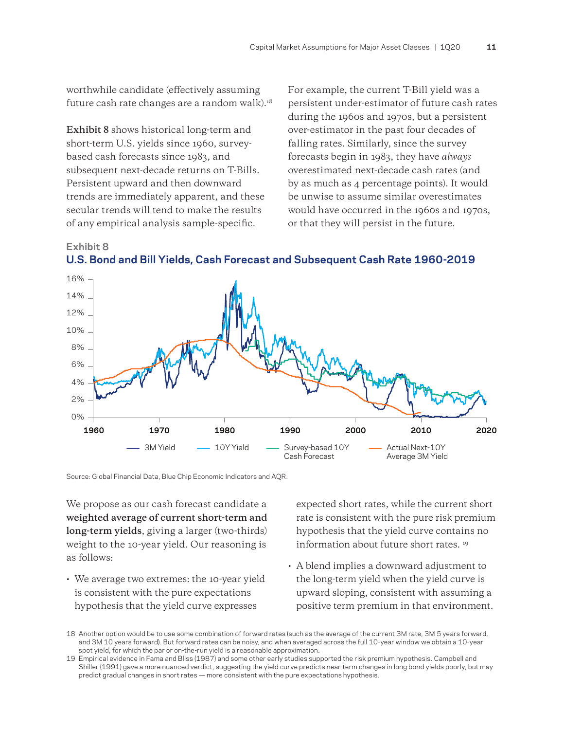worthwhile candidate (effectively assuming future cash rate changes are a random walk).[18]

**Exhibit 8** shows historical long-term and short-term U.S. yields since 1960, survey-based cash forecasts since 1983, and subsequent next-decade returns on T-Bills. Persistent upward and then downward trends are immediately apparent, and these secular trends will tend to make the results of any empirical analysis sample-specific.

For example, the current T-Bill yield was a persistent under-estimator of future cash rates during the 1960s and 1970s, but a persistent over-estimator in the past four decades of falling rates. Similarly, since the survey forecasts begin in 1983, they have *always* overestimated next-decade cash rates (and by as much as 4 percentage points). It would be unwise to assume similar overestimates would have occurred in the 1960s and 1970s, or that they will persist in the future.

**Exhibit 8**

## U.S. Bond and Bill Yields, Cash Forecast and Subsequent Cash Rate 1960-2019

Source: Global Financial Data, Blue Chip Economic Indicators and AQR.

We propose as our cash forecast candidate a **weighted average of current short-term and long-term yields**, giving a larger (two-thirds) weight to the 10-year yield. Our reasoning is as follows:

- We average two extremes: the 10-year yield is consistent with the pure expectations hypothesis that the yield curve expresses expected short rates, while the current short rate is consistent with the pure risk premium hypothesis that the yield curve contains no information about future short rates.[19]
- A blend implies a downward adjustment to the long-term yield when the yield curve is upward sloping, consistent with assuming a positive term premium in that environment.

18 Another option would be to use some combination of forward rates (such as the average of the current 3M rate, 3M 5 years forward, and 3M 10 years forward). But forward rates can be noisy, and when averaged across the full 10-year window we obtain a 10-year spot yield, for which the par or on-the-run yield is a reasonable approximation.

19 Empirical evidence in Fama and Bliss (1987) and some other early studies supported the risk premium hypothesis. Campbell and Shiller (1991) gave a more nuanced verdict, suggesting the yield curve predicts near-term changes in long bond yields poorly, but may predict gradual changes in short rates — more consistent with the pure expectations hypothesis.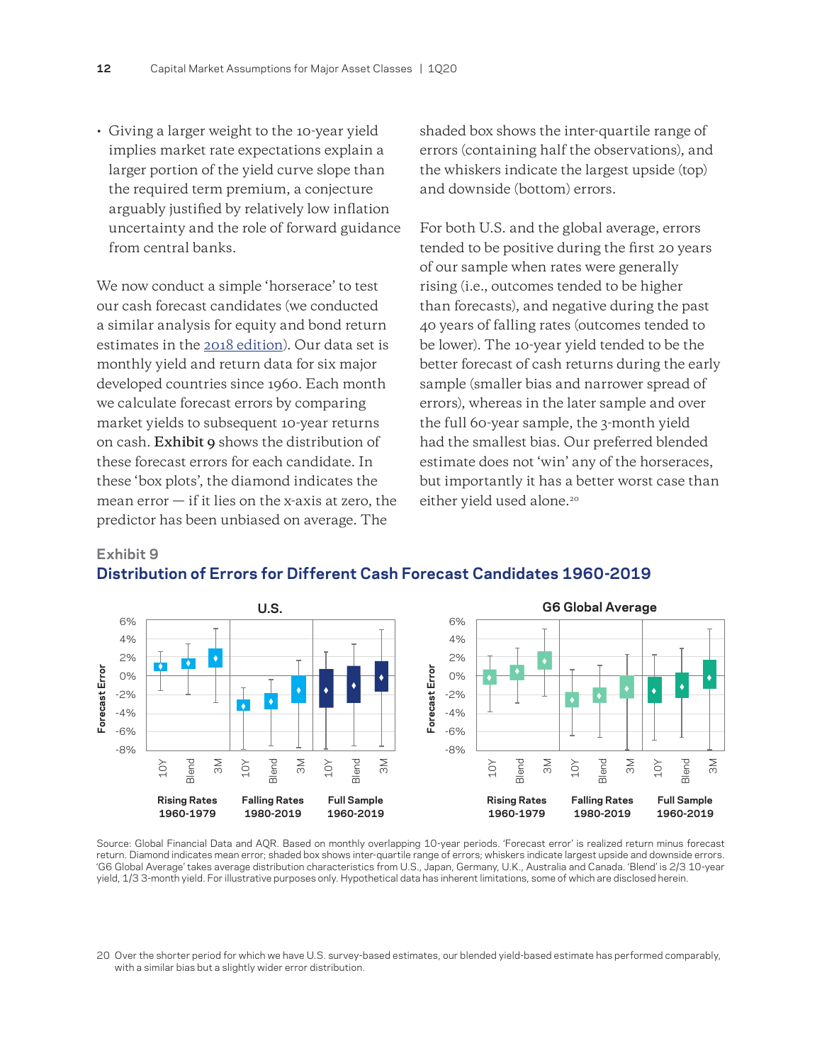- Giving a larger weight to the 10-year yield implies market rate expectations explain a larger portion of the yield curve slope than the required term premium, a conjecture arguably justified by relatively low inflation uncertainty and the role of forward guidance from central banks.

We now conduct a simple 'horserace' to test our cash forecast candidates (we conducted a similar analysis for equity and bond return estimates in the 2018 edition). Our data set is monthly yield and return data for six major developed countries since 1960. Each month we calculate forecast errors by comparing market yields to subsequent 10-year returns on cash. **Exhibit 9** shows the distribution of these forecast errors for each candidate. In these 'box plots', the diamond indicates the mean error — if it lies on the x-axis at zero, the predictor has been unbiased on average. The shaded box shows the inter-quartile range of errors (containing half the observations), and the whiskers indicate the largest upside (top) and downside (bottom) errors.

For both U.S. and the global average, errors tended to be positive during the first 20 years of our sample when rates were generally rising (i.e., outcomes tended to be higher than forecasts), and negative during the past 40 years of falling rates (outcomes tended to be lower). The 10-year yield tended to be the better forecast of cash returns during the early sample (smaller bias and narrower spread of errors), whereas in the later sample and over the full 60-year sample, the 3-month yield had the smallest bias. Our preferred blended estimate does not 'win' any of the horseraces, but importantly it has a better worst case than either yield used alone.[20]

### Exhibit 9
## Distribution of Errors for Different Cash Forecast Candidates 1960-2019

Source: Global Financial Data and AQR. Based on monthly overlapping 10-year periods. 'Forecast error' is realized return minus forecast return. Diamond indicates mean error; shaded box shows inter-quartile range of errors; whiskers indicate largest upside and downside errors. 'G6 Global Average' takes average distribution characteristics from U.S., Japan, Germany, U.K., Australia and Canada. 'Blend' is 2/3 10-year yield, 1/3 3-month yield. For illustrative purposes only. Hypothetical data has inherent limitations, some of which are disclosed herein.

20 Over the shorter period for which we have U.S. survey-based estimates, our blended yield-based estimate has performed comparably, with a similar bias but a slightly wider error distribution.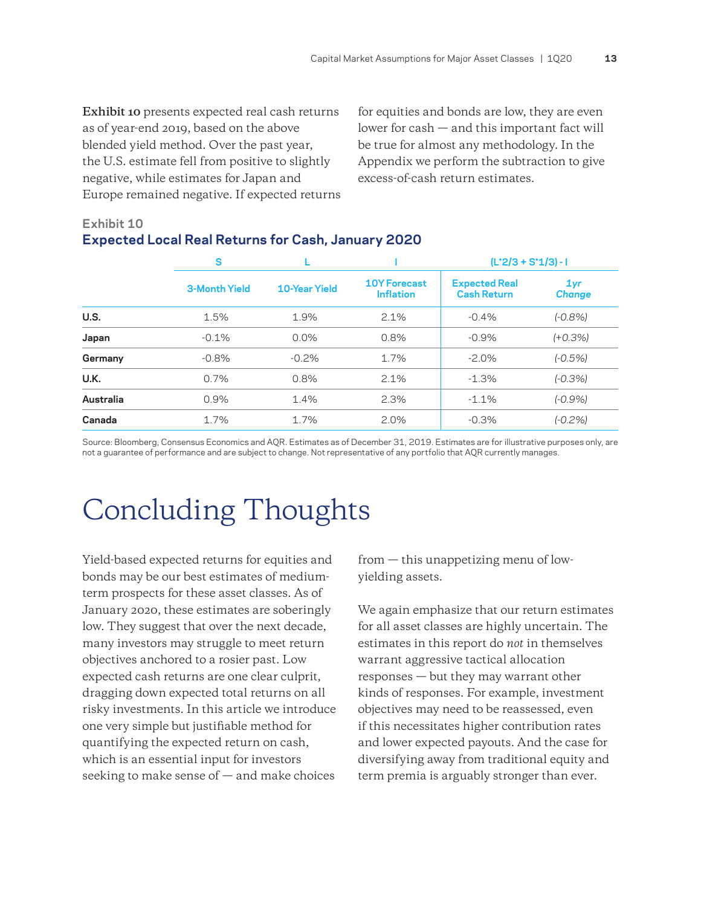**Exhibit 10** presents expected real cash returns as of year-end 2019, based on the above blended yield method. Over the past year, the U.S. estimate fell from positive to slightly negative, while estimates for Japan and Europe remained negative. If expected returns for equities and bonds are low, they are even lower for cash — and this important fact will be true for almost any methodology. In the Appendix we perform the subtraction to give excess-of-cash return estimates.

**Exhibit 10**

**Expected Local Real Returns for Cash, January 2020**

| | S | L | I | (L*2/3 + S*1/3) - I | |
|---|---|---|---|---|---|
| | 3-Month Yield | 10-Year Yield | 10Y Forecast Inflation | Expected Real Cash Return | *1yr Change* |
| **U.S.** | 1.5% | 1.9% | 2.1% | -0.4% | *(-0.8%)* |
| **Japan** | -0.1% | 0.0% | 0.8% | -0.9% | *(+0.3%)* |
| **Germany** | -0.8% | -0.2% | 1.7% | -2.0% | *(-0.5%)* |
| **U.K.** | 0.7% | 0.8% | 2.1% | -1.3% | *(-0.3%)* |
| **Australia** | 0.9% | 1.4% | 2.3% | -1.1% | *(-0.9%)* |
| **Canada** | 1.7% | 1.7% | 2.0% | -0.3% | *(-0.2%)* |

Source: Bloomberg, Consensus Economics and AQR. Estimates as of December 31, 2019. Estimates are for illustrative purposes only, are not a guarantee of performance and are subject to change. Not representative of any portfolio that AQR currently manages.

# Concluding Thoughts

Yield-based expected returns for equities and bonds may be our best estimates of medium-term prospects for these asset classes. As of January 2020, these estimates are soberingly low. They suggest that over the next decade, many investors may struggle to meet return objectives anchored to a rosier past. Low expected cash returns are one clear culprit, dragging down expected total returns on all risky investments. In this article we introduce one very simple but justifiable method for quantifying the expected return on cash, which is an essential input for investors seeking to make sense of — and make choices from — this unappetizing menu of low-yielding assets.

We again emphasize that our return estimates for all asset classes are highly uncertain. The estimates in this report do *not* in themselves warrant aggressive tactical allocation responses — but they may warrant other kinds of responses. For example, investment objectives may need to be reassessed, even if this necessitates higher contribution rates and lower expected payouts. And the case for diversifying away from traditional equity and term premia is arguably stronger than ever.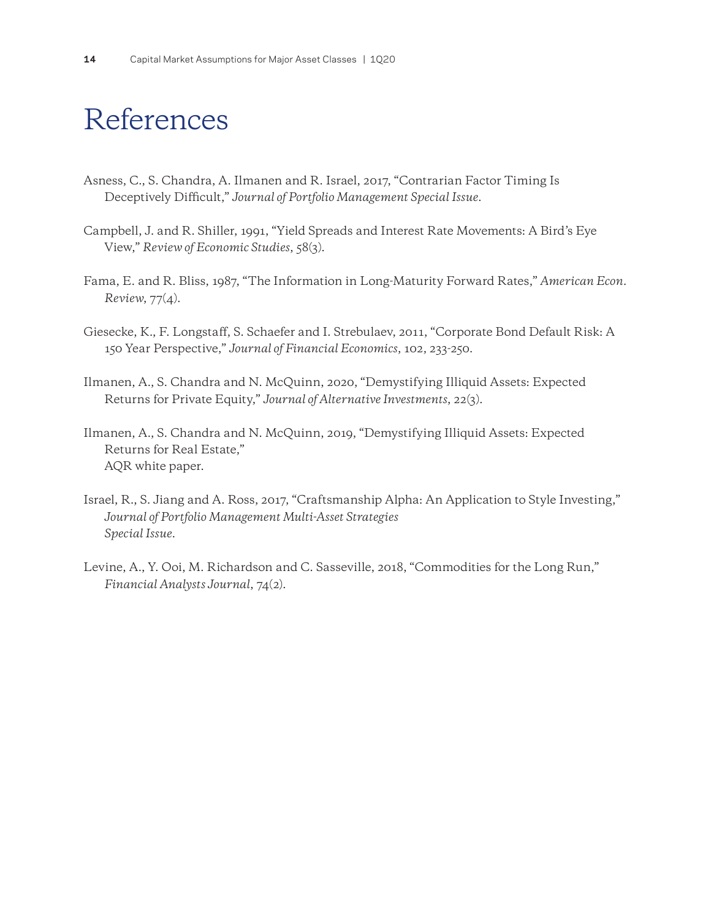# References

Asness, C., S. Chandra, A. Ilmanen and R. Israel, 2017, "Contrarian Factor Timing Is Deceptively Difficult," *Journal of Portfolio Management Special Issue*.

Campbell, J. and R. Shiller, 1991, "Yield Spreads and Interest Rate Movements: A Bird's Eye View," *Review of Economic Studies*, 58(3).

Fama, E. and R. Bliss, 1987, "The Information in Long-Maturity Forward Rates," *American Econ. Review*, 77(4).

Giesecke, K., F. Longstaff, S. Schaefer and I. Strebulaev, 2011, "Corporate Bond Default Risk: A 150 Year Perspective," *Journal of Financial Economics*, 102, 233-250.

Ilmanen, A., S. Chandra and N. McQuinn, 2020, "Demystifying Illiquid Assets: Expected Returns for Private Equity," *Journal of Alternative Investments*, 22(3).

Ilmanen, A., S. Chandra and N. McQuinn, 2019, "Demystifying Illiquid Assets: Expected Returns for Real Estate," AQR white paper.

Israel, R., S. Jiang and A. Ross, 2017, "Craftsmanship Alpha: An Application to Style Investing," *Journal of Portfolio Management Multi-Asset Strategies Special Issue*.

Levine, A., Y. Ooi, M. Richardson and C. Sasseville, 2018, "Commodities for the Long Run," *Financial Analysts Journal*, 74(2).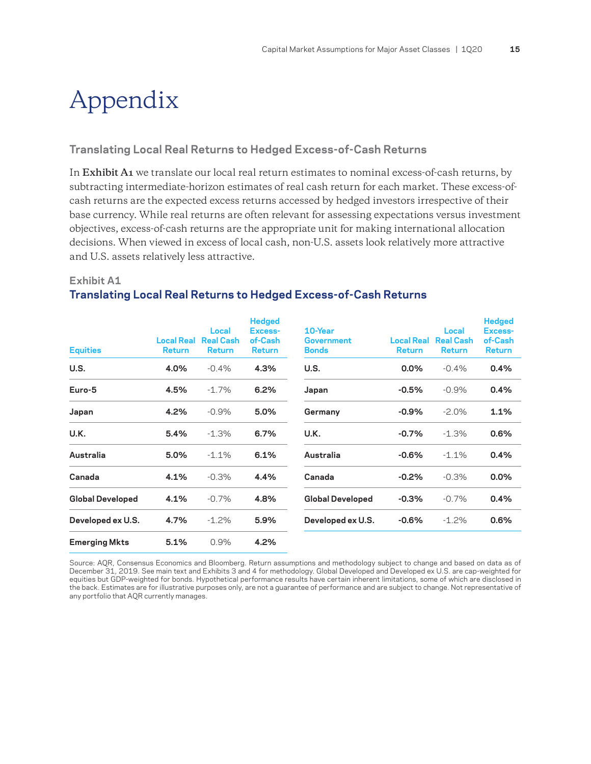# Appendix

### Translating Local Real Returns to Hedged Excess-of-Cash Returns

In **Exhibit A1** we translate our local real return estimates to nominal excess-of-cash returns, by subtracting intermediate-horizon estimates of real cash return for each market. These excess-of-cash returns are the expected excess returns accessed by hedged investors irrespective of their base currency. While real returns are often relevant for assessing expectations versus investment objectives, excess-of-cash returns are the appropriate unit for making international allocation decisions. When viewed in excess of local cash, non-U.S. assets look relatively more attractive and U.S. assets relatively less attractive.

**Exhibit A1**

**Translating Local Real Returns to Hedged Excess-of-Cash Returns**

| Equities | Local Real Return | Local Real Cash Return | Hedged Excess-of-Cash Return |
|---|---|---|---|
| **U.S.** | **4.0%** | -0.4% | **4.3%** |
| **Euro-5** | **4.5%** | -1.7% | **6.2%** |
| **Japan** | **4.2%** | -0.9% | **5.0%** |
| **U.K.** | **5.4%** | -1.3% | **6.7%** |
| **Australia** | **5.0%** | -1.1% | **6.1%** |
| **Canada** | **4.1%** | -0.3% | **4.4%** |
| **Global Developed** | **4.1%** | -0.7% | **4.8%** |
| **Developed ex U.S.** | **4.7%** | -1.2% | **5.9%** |
| **Emerging Mkts** | **5.1%** | 0.9% | **4.2%** |

| 10-Year Government Bonds | Local Real Return | Local Real Cash Return | Hedged Excess-of-Cash Return |
|---|---|---|---|
| **U.S.** | **0.0%** | -0.4% | **0.4%** |
| **Japan** | **-0.5%** | -0.9% | **0.4%** |
| **Germany** | **-0.9%** | -2.0% | **1.1%** |
| **U.K.** | **-0.7%** | -1.3% | **0.6%** |
| **Australia** | **-0.6%** | -1.1% | **0.4%** |
| **Canada** | **-0.2%** | -0.3% | **0.0%** |
| **Global Developed** | **-0.3%** | -0.7% | **0.4%** |
| **Developed ex U.S.** | **-0.6%** | -1.2% | **0.6%** |

Source: AQR, Consensus Economics and Bloomberg. Return assumptions and methodology subject to change and based on data as of December 31, 2019. See main text and Exhibits 3 and 4 for methodology. Global Developed and Developed ex U.S. are cap-weighted for equities but GDP-weighted for bonds. Hypothetical performance results have certain inherent limitations, some of which are disclosed in the back. Estimates are for illustrative purposes only, are not a guarantee of performance and are subject to change. Not representative of any portfolio that AQR currently manages.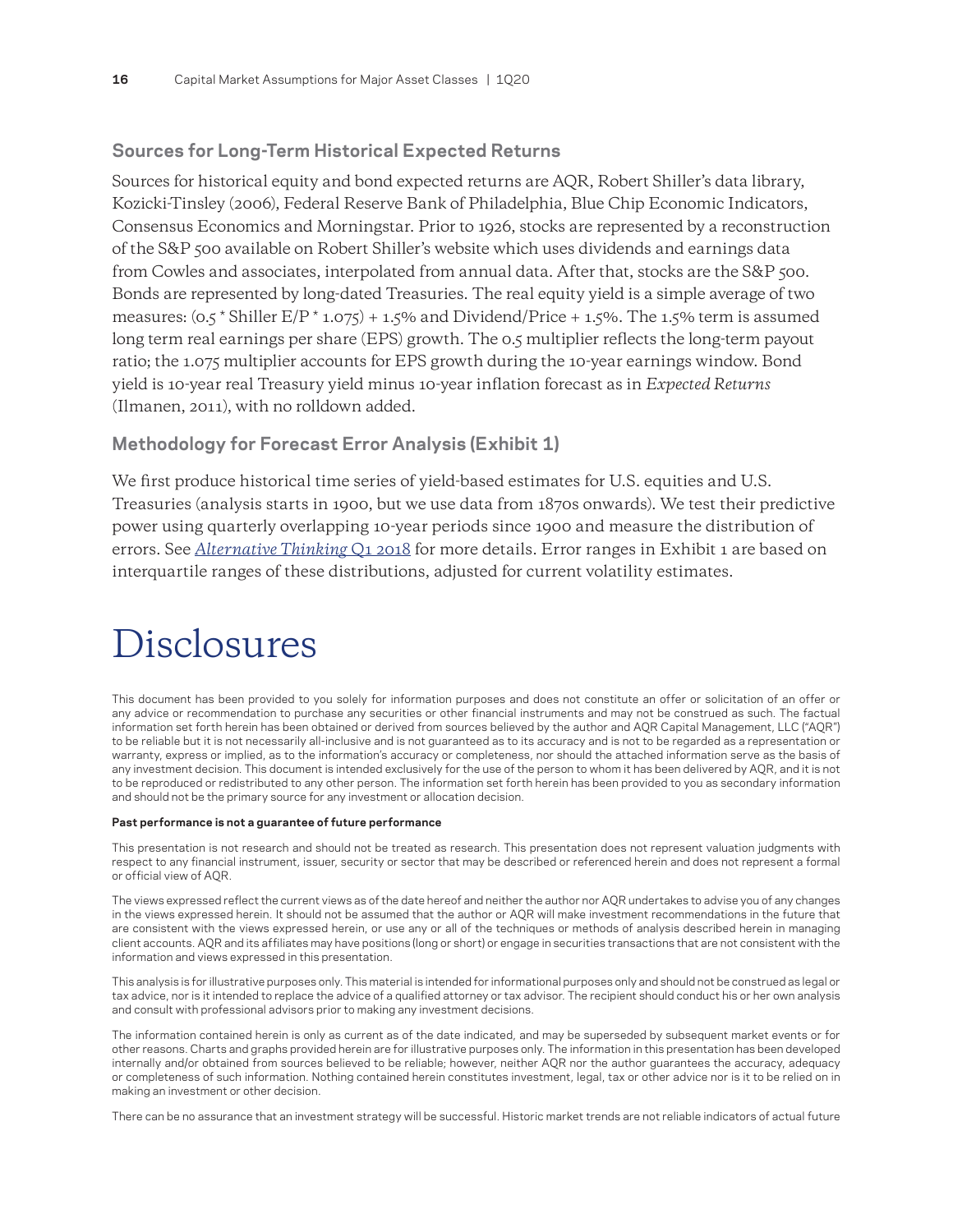## Sources for Long-Term Historical Expected Returns

Sources for historical equity and bond expected returns are AQR, Robert Shiller's data library, Kozicki-Tinsley (2006), Federal Reserve Bank of Philadelphia, Blue Chip Economic Indicators, Consensus Economics and Morningstar. Prior to 1926, stocks are represented by a reconstruction of the S&P 500 available on Robert Shiller's website which uses dividends and earnings data from Cowles and associates, interpolated from annual data. After that, stocks are the S&P 500. Bonds are represented by long-dated Treasuries. The real equity yield is a simple average of two measures: $(0.5 * \text{Shiller E/P} * 1.075) + 1.5\%$ and Dividend/Price + 1.5%. The 1.5% term is assumed long term real earnings per share (EPS) growth. The 0.5 multiplier reflects the long-term payout ratio; the 1.075 multiplier accounts for EPS growth during the 10-year earnings window. Bond yield is 10-year real Treasury yield minus 10-year inflation forecast as in *Expected Returns* (Ilmanen, 2011), with no rolldown added.

## Methodology for Forecast Error Analysis (Exhibit 1)

We first produce historical time series of yield-based estimates for U.S. equities and U.S. Treasuries (analysis starts in 1900, but we use data from 1870s onwards). We test their predictive power using quarterly overlapping 10-year periods since 1900 and measure the distribution of errors. See *Alternative Thinking* Q1 2018 for more details. Error ranges in Exhibit 1 are based on interquartile ranges of these distributions, adjusted for current volatility estimates.

# Disclosures

This document has been provided to you solely for information purposes and does not constitute an offer or solicitation of an offer or any advice or recommendation to purchase any securities or other financial instruments and may not be construed as such. The factual information set forth herein has been obtained or derived from sources believed by the author and AQR Capital Management, LLC ("AQR") to be reliable but it is not necessarily all-inclusive and is not guaranteed as to its accuracy and is not to be regarded as a representation or warranty, express or implied, as to the information's accuracy or completeness, nor should the attached information serve as the basis of any investment decision. This document is intended exclusively for the use of the person to whom it has been delivered by AQR, and it is not to be reproduced or redistributed to any other person. The information set forth herein has been provided to you as secondary information and should not be the primary source for any investment or allocation decision.

**Past performance is not a guarantee of future performance**

This presentation is not research and should not be treated as research. This presentation does not represent valuation judgments with respect to any financial instrument, issuer, security or sector that may be described or referenced herein and does not represent a formal or official view of AQR.

The views expressed reflect the current views as of the date hereof and neither the author nor AQR undertakes to advise you of any changes in the views expressed herein. It should not be assumed that the author or AQR will make investment recommendations in the future that are consistent with the views expressed herein, or use any or all of the techniques or methods of analysis described herein in managing client accounts. AQR and its affiliates may have positions (long or short) or engage in securities transactions that are not consistent with the information and views expressed in this presentation.

This analysis is for illustrative purposes only. This material is intended for informational purposes only and should not be construed as legal or tax advice, nor is it intended to replace the advice of a qualified attorney or tax advisor. The recipient should conduct his or her own analysis and consult with professional advisors prior to making any investment decisions.

The information contained herein is only as current as of the date indicated, and may be superseded by subsequent market events or for other reasons. Charts and graphs provided herein are for illustrative purposes only. The information in this presentation has been developed internally and/or obtained from sources believed to be reliable; however, neither AQR nor the author guarantees the accuracy, adequacy or completeness of such information. Nothing contained herein constitutes investment, legal, tax or other advice nor is it to be relied on in making an investment or other decision.

There can be no assurance that an investment strategy will be successful. Historic market trends are not reliable indicators of actual future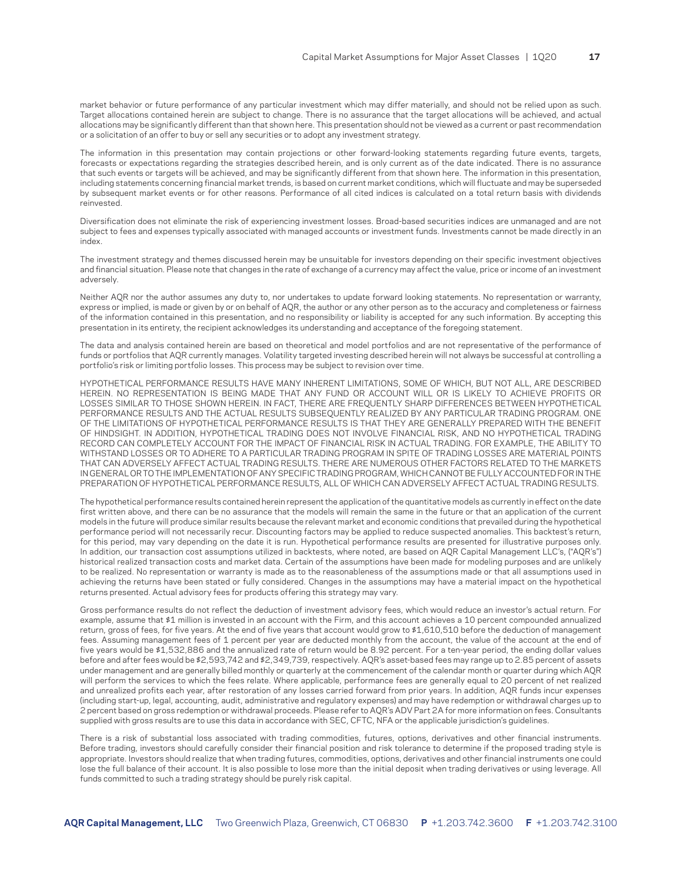market behavior or future performance of any particular investment which may differ materially, and should not be relied upon as such. Target allocations contained herein are subject to change. There is no assurance that the target allocations will be achieved, and actual allocations may be significantly different than that shown here. This presentation should not be viewed as a current or past recommendation or a solicitation of an offer to buy or sell any securities or to adopt any investment strategy.

The information in this presentation may contain projections or other forward-looking statements regarding future events, targets, forecasts or expectations regarding the strategies described herein, and is only current as of the date indicated. There is no assurance that such events or targets will be achieved, and may be significantly different from that shown here. The information in this presentation, including statements concerning financial market trends, is based on current market conditions, which will fluctuate and may be superseded by subsequent market events or for other reasons. Performance of all cited indices is calculated on a total return basis with dividends reinvested.

Diversification does not eliminate the risk of experiencing investment losses. Broad-based securities indices are unmanaged and are not subject to fees and expenses typically associated with managed accounts or investment funds. Investments cannot be made directly in an index.

The investment strategy and themes discussed herein may be unsuitable for investors depending on their specific investment objectives and financial situation. Please note that changes in the rate of exchange of a currency may affect the value, price or income of an investment adversely.

Neither AQR nor the author assumes any duty to, nor undertakes to update forward looking statements. No representation or warranty, express or implied, is made or given by or on behalf of AQR, the author or any other person as to the accuracy and completeness or fairness of the information contained in this presentation, and no responsibility or liability is accepted for any such information. By accepting this presentation in its entirety, the recipient acknowledges its understanding and acceptance of the foregoing statement.

The data and analysis contained herein are based on theoretical and model portfolios and are not representative of the performance of funds or portfolios that AQR currently manages. Volatility targeted investing described herein will not always be successful at controlling a portfolio's risk or limiting portfolio losses. This process may be subject to revision over time.

HYPOTHETICAL PERFORMANCE RESULTS HAVE MANY INHERENT LIMITATIONS, SOME OF WHICH, BUT NOT ALL, ARE DESCRIBED HEREIN. NO REPRESENTATION IS BEING MADE THAT ANY FUND OR ACCOUNT WILL OR IS LIKELY TO ACHIEVE PROFITS OR LOSSES SIMILAR TO THOSE SHOWN HEREIN. IN FACT, THERE ARE FREQUENTLY SHARP DIFFERENCES BETWEEN HYPOTHETICAL PERFORMANCE RESULTS AND THE ACTUAL RESULTS SUBSEQUENTLY REALIZED BY ANY PARTICULAR TRADING PROGRAM. ONE OF THE LIMITATIONS OF HYPOTHETICAL PERFORMANCE RESULTS IS THAT THEY ARE GENERALLY PREPARED WITH THE BENEFIT OF HINDSIGHT. IN ADDITION, HYPOTHETICAL TRADING DOES NOT INVOLVE FINANCIAL RISK, AND NO HYPOTHETICAL TRADING RECORD CAN COMPLETELY ACCOUNT FOR THE IMPACT OF FINANCIAL RISK IN ACTUAL TRADING. FOR EXAMPLE, THE ABILITY TO WITHSTAND LOSSES OR TO ADHERE TO A PARTICULAR TRADING PROGRAM IN SPITE OTHER TRADING LOSSES ARE MATERIAL POINTS THAT CAN ADVERSELY AFFECT ACTUAL TRADING RESULTS. THERE ARE NUMEROUS OTHER FACTORS RELATED TO THE MARKETS IN GENERAL OR TO THE IMPLEMENTATION OF ANY SPECIFIC TRADING PROGRAM, WHICH CANNOT BE FULLY ACCOUNTED FOR IN THE PREPARATION OF HYPOTHETICAL PERFORMANCE RESULTS, ALL OF WHICH CAN ADVERSELY AFFECT ACTUAL TRADING RESULTS.

The hypothetical performance results contained herein represent the application of the quantitative models as currently in effect on the date first written above, and there can be no assurance that the models will remain the same in the future or that an application of the current models in the future will produce similar results because the relevant market and economic conditions that prevailed during the hypothetical performance period will not necessarily recur. Discounting factors may be applied to reduce suspected anomalies. This backtest's return, for this period, may vary depending on the date it is run. Hypothetical performance results are presented for illustrative purposes only. In addition, our transaction cost assumptions utilized in backtests, where noted, are based on AQR Capital Management LLC's, ("AQR's") historical realized transaction costs and market data. Certain of the assumptions have been made for modeling purposes and are unlikely to be realized. No representation or warranty is made as to the reasonableness of the assumptions made or that all assumptions used in achieving the returns have been stated or fully considered. Changes in the assumptions may have a material impact on the hypothetical returns presented. Actual advisory fees for products offering this strategy may vary.

Gross performance results do not reflect the deduction of investment advisory fees, which would reduce an investor's actual return. For example, assume that $1 million is invested in an account with the Firm, and this account achieves a 10 percent compounded annualized return, gross of fees, for five years. At the end of five years that account would grow to $1,610,510 before the deduction of management fees. Assuming management fees of 1 percent per year are deducted monthly from the account, the value of the account at the end of five years would be $1,532,886 and the annualized rate of return would be 8.92 percent. For a ten-year period, the ending dollar values before and after fees would be $2,593,742 and $2,349,739, respectively. AQR's asset-based fees may range up to 2.85 percent of assets under management and are generally billed monthly or quarterly at the commencement of the calendar month or quarter during which AQR will perform the services to which the fees relate. Where applicable, performance fees are generally equal to 20 percent of net realized and unrealized profits each year, after restoration of any losses carried forward from prior years. In addition, AQR funds incur expenses (including start-up, legal, accounting, audit, administrative and regulatory expenses) and may have redemption or withdrawal charges up to 2 percent based on gross redemption or withdrawal proceeds. Please refer to AQR's ADV Part 2A for more information on fees. Consultants supplied with gross results are to use this data in accordance with SEC, CFTC, NFA or the applicable jurisdiction's guidelines.

There is a risk of substantial loss associated with trading commodities, futures, options, derivatives and other financial instruments. Before trading, investors should carefully consider their financial position and risk tolerance to determine if the proposed trading style is appropriate. Investors should realize that when trading futures, commodities, options, derivatives and other financial instruments one could lose the full balance of their account. It is also possible to lose more than the initial deposit when trading derivatives or using leverage. All funds committed to such a trading strategy should be purely risk capital.

**AQR Capital Management, LLC** Two Greenwich Plaza, Greenwich, CT 06830 **P** +1.203.742.3600 **F** +1.203.742.3100